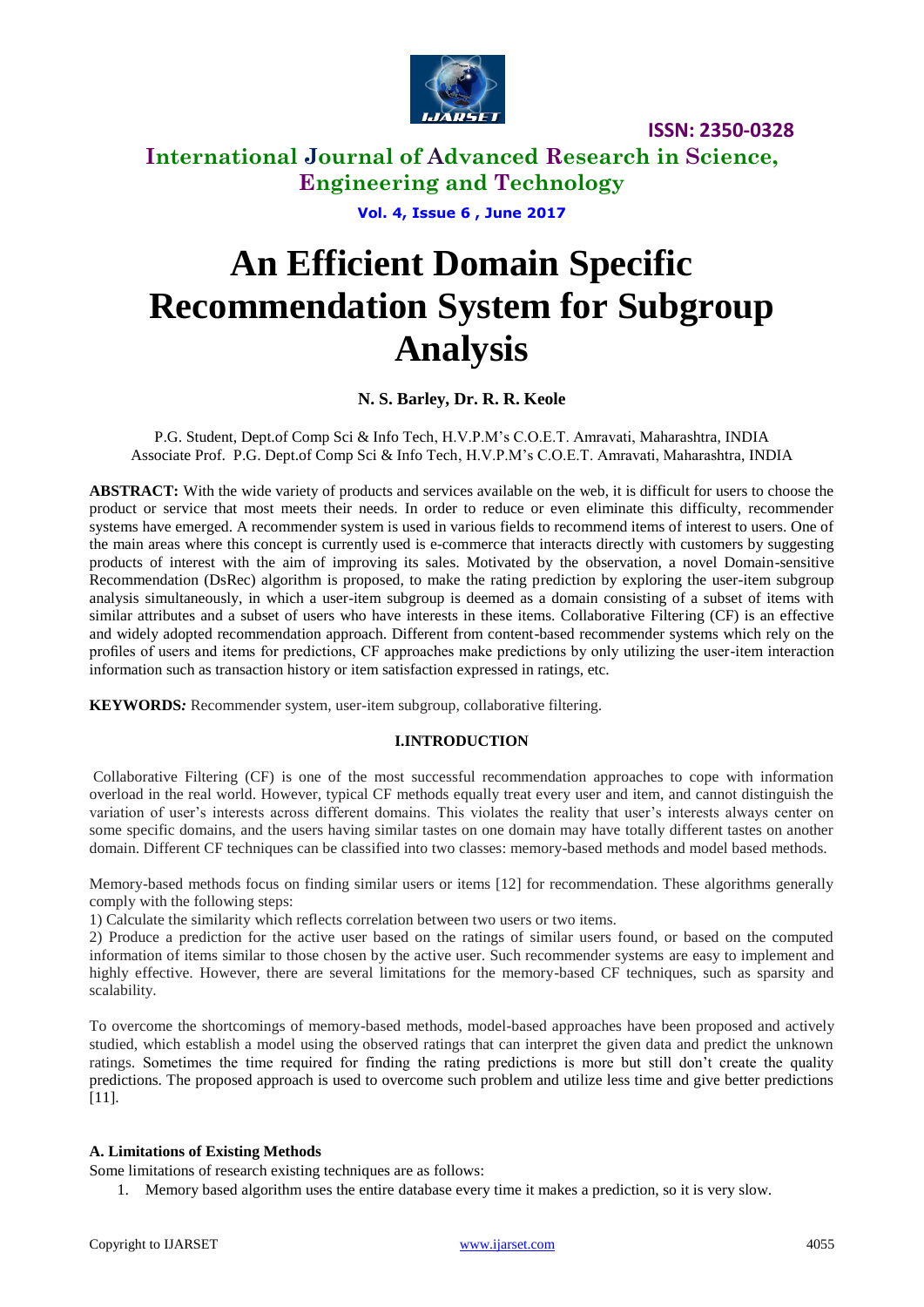# An Efficient Domain Specific Recommendation System for Subgroup Analysis

**N. S. Barley, Dr. R. R. Keole**

P.G. Student, Dept.of Comp Sci & Info Tech, H.V.P.M's C.O.E.T. Amravati, Maharashtra, INDIA
Associate Prof. P.G. Dept.of Comp Sci & Info Tech, H.V.P.M's C.O.E.T. Amravati, Maharashtra, INDIA

**ABSTRACT:** With the wide variety of products and services available on the web, it is difficult for users to choose the product or service that most meets their needs. In order to reduce or even eliminate this difficulty, recommender systems have emerged. A recommender system is used in various fields to recommend items of interest to users. One of the main areas where this concept is currently used is e-commerce that interacts directly with customers by suggesting products of interest with the aim of improving its sales. Motivated by the observation, a novel Domain-sensitive Recommendation (DsRec) algorithm is proposed, to make the rating prediction by exploring the user-item subgroup analysis simultaneously, in which a user-item subgroup is deemed as a domain consisting of a subset of items with similar attributes and a subset of users who have interests in these items. Collaborative Filtering (CF) is an effective and widely adopted recommendation approach. Different from content-based recommender systems which rely on the profiles of users and items for predictions, CF approaches make predictions by only utilizing the user-item interaction information such as transaction history or item satisfaction expressed in ratings, etc.

**KEYWORDS***:* Recommender system, user-item subgroup, collaborative filtering.

## I.INTRODUCTION

Collaborative Filtering (CF) is one of the most successful recommendation approaches to cope with information overload in the real world. However, typical CF methods equally treat every user and item, and cannot distinguish the variation of user's interests across different domains. This violates the reality that user's interests always center on some specific domains, and the users having similar tastes on one domain may have totally different tastes on another domain. Different CF techniques can be classified into two classes: memory-based methods and model based methods.

Memory-based methods focus on finding similar users or items [12] for recommendation. These algorithms generally comply with the following steps:

1) Calculate the similarity which reflects correlation between two users or two items.

2) Produce a prediction for the active user based on the ratings of similar users found, or based on the computed information of items similar to those chosen by the active user. Such recommender systems are easy to implement and highly effective. However, there are several limitations for the memory-based CF techniques, such as sparsity and scalability.

To overcome the shortcomings of memory-based methods, model-based approaches have been proposed and actively studied, which establish a model using the observed ratings that can interpret the given data and predict the unknown ratings. Sometimes the time required for finding the rating predictions is more but still don't create the quality predictions. The proposed approach is used to overcome such problem and utilize less time and give better predictions [11].

### A. Limitations of Existing Methods

Some limitations of research existing techniques are as follows:

1. Memory based algorithm uses the entire database every time it makes a prediction, so it is very slow.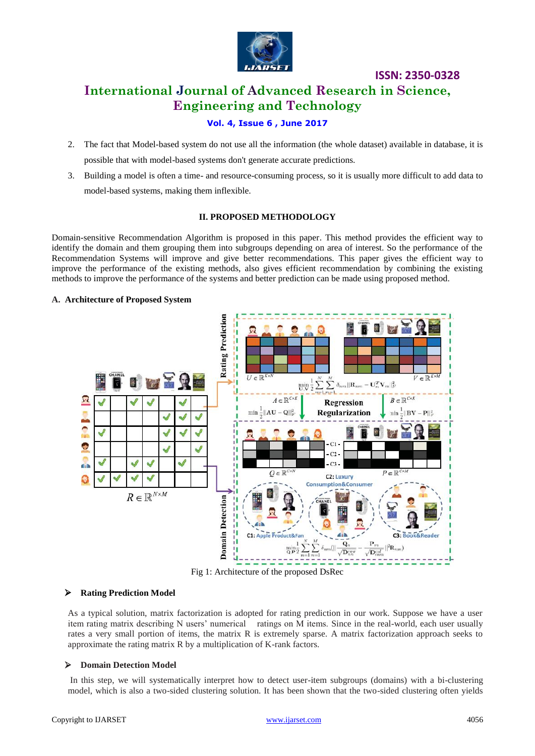2. The fact that Model-based system do not use all the information (the whole dataset) available in database, it is possible that with model-based systems don't generate accurate predictions.
3. Building a model is often a time- and resource-consuming process, so it is usually more difficult to add data to model-based systems, making them inflexible.

## II. PROPOSED METHODOLOGY

Domain-sensitive Recommendation Algorithm is proposed in this paper. This method provides the efficient way to identify the domain and them grouping them into subgroups depending on area of interest. So the performance of the Recommendation Systems will improve and give better recommendations. This paper gives the efficient way to improve the performance of the existing methods, also gives efficient recommendation by combining the existing methods to improve the performance of the systems and better prediction can be made using proposed method.

### A. Architecture of Proposed System

Fig 1: Architecture of the proposed DsRec

### ➢ Rating Prediction Model

As a typical solution, matrix factorization is adopted for rating prediction in our work. Suppose we have a user item rating matrix describing N users' numerical ratings on M items. Since in the real-world, each user usually rates a very small portion of items, the matrix R is extremely sparse. A matrix factorization approach seeks to approximate the rating matrix R by a multiplication of K-rank factors.

### ➢ Domain Detection Model

In this step, we will systematically interpret how to detect user-item subgroups (domains) with a bi-clustering model, which is also a two-sided clustering solution. It has been shown that the two-sided clustering often yields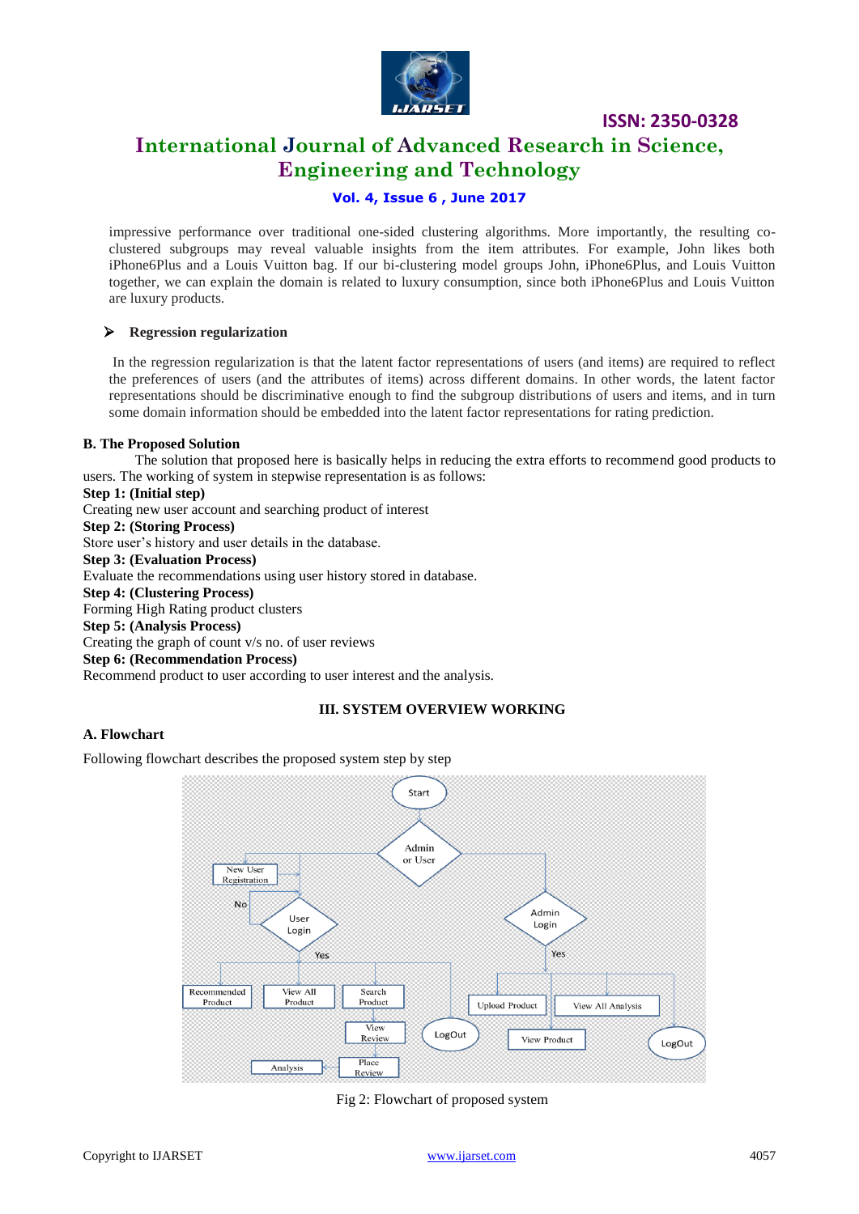impressive performance over traditional one-sided clustering algorithms. More importantly, the resulting co-clustered subgroups may reveal valuable insights from the item attributes. For example, John likes both iPhone6Plus and a Louis Vuitton bag. If our bi-clustering model groups John, iPhone6Plus, and Louis Vuitton together, we can explain the domain is related to luxury consumption, since both iPhone6Plus and Louis Vuitton are luxury products.

- **Regression regularization**

In the regression regularization is that the latent factor representations of users (and items) are required to reflect the preferences of users (and the attributes of items) across different domains. In other words, the latent factor representations should be discriminative enough to find the subgroup distributions of users and items, and in turn some domain information should be embedded into the latent factor representations for rating prediction.

**B. The Proposed Solution**

The solution that proposed here is basically helps in reducing the extra efforts to recommend good products to users. The working of system in stepwise representation is as follows:

**Step 1: (Initial step)**
Creating new user account and searching product of interest

**Step 2: (Storing Process)**
Store user's history and user details in the database.

**Step 3: (Evaluation Process)**
Evaluate the recommendations using user history stored in database.

**Step 4: (Clustering Process)**
Forming High Rating product clusters

**Step 5: (Analysis Process)**
Creating the graph of count v/s no. of user reviews

**Step 6: (Recommendation Process)**
Recommend product to user according to user interest and the analysis.

## III. SYSTEM OVERVIEW WORKING

**A. Flowchart**

Following flowchart describes the proposed system step by step

Fig 2: Flowchart of proposed system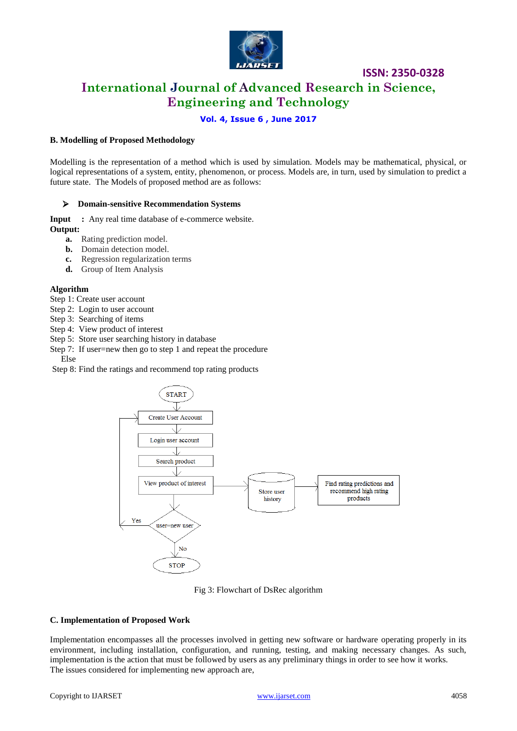### B. Modelling of Proposed Methodology

Modelling is the representation of a method which is used by simulation. Models may be mathematical, physical, or logical representations of a system, entity, phenomenon, or process. Models are, in turn, used by simulation to predict a future state. The Models of proposed method are as follows:

- **Domain-sensitive Recommendation Systems**

**Input :** Any real time database of e-commerce website.
**Output:**

- **a.** Rating prediction model.
- **b.** Domain detection model.
- **c.** Regression regularization terms
- **d.** Group of Item Analysis

**Algorithm**
Step 1: Create user account
Step 2: Login to user account
Step 3: Searching of items
Step 4: View product of interest
Step 5: Store user searching history in database
Step 7: If user=new then go to step 1 and repeat the procedure
Else
Step 8: Find the ratings and recommend top rating products

START → Create User Account → Login user account → Search product → View product of interest → Store user history → Find rating predictions and recommend high rating products

View product of interest → user=new user → Yes (back to Create User Account) / No → STOP

Fig 3: Flowchart of DsRec algorithm

### C. Implementation of Proposed Work

Implementation encompasses all the processes involved in getting new software or hardware operating properly in its environment, including installation, configuration, and running, testing, and making necessary changes. As such, implementation is the action that must be followed by users as any preliminary things in order to see how it works.
The issues considered for implementing new approach are,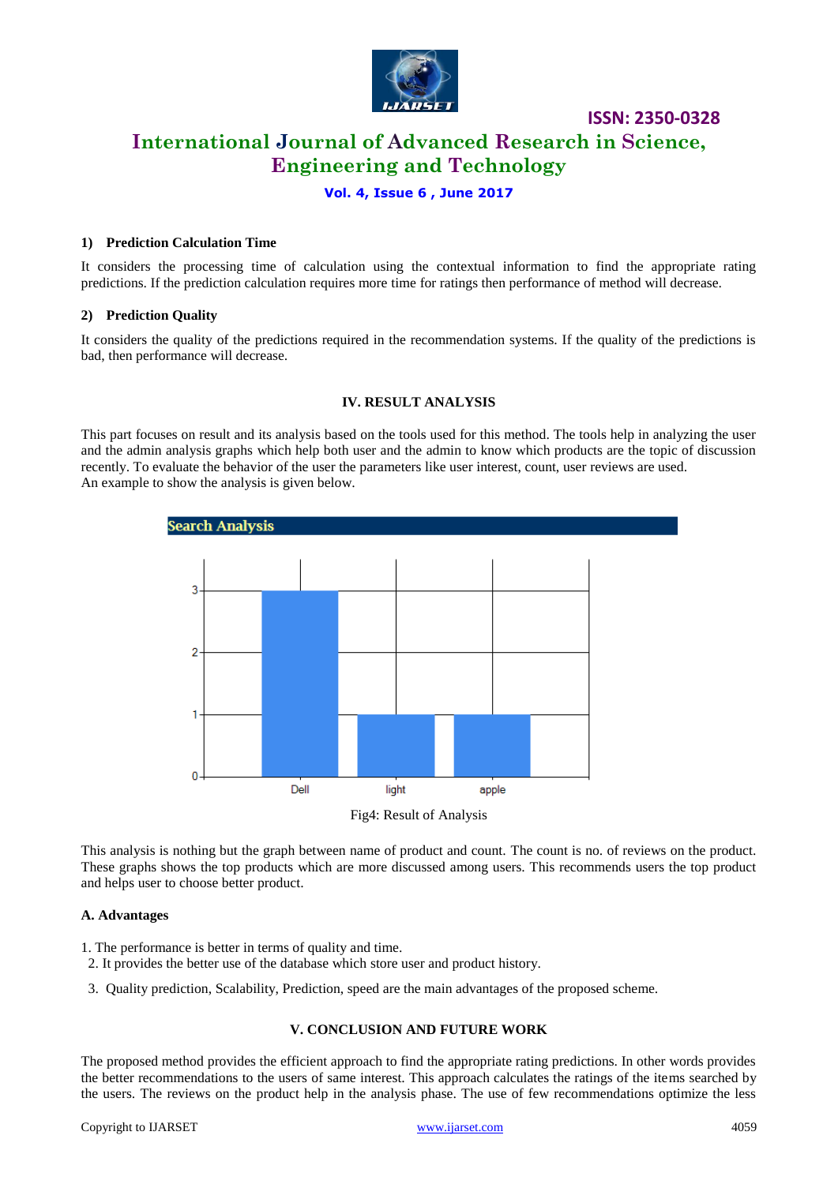#### 1) Prediction Calculation Time

It considers the processing time of calculation using the contextual information to find the appropriate rating predictions. If the prediction calculation requires more time for ratings then performance of method will decrease.

#### 2) Prediction Quality

It considers the quality of the predictions required in the recommendation systems. If the quality of the predictions is bad, then performance will decrease.

## IV. RESULT ANALYSIS

This part focuses on result and its analysis based on the tools used for this method. The tools help in analyzing the user and the admin analysis graphs which help both user and the admin to know which products are the topic of discussion recently. To evaluate the behavior of the user the parameters like user interest, count, user reviews are used.
An example to show the analysis is given below.

Search Analysis

| Product | Count |
|---|---|
| Dell | 3 |
| light | 1 |
| apple | 1 |

Fig4: Result of Analysis

This analysis is nothing but the graph between name of product and count. The count is no. of reviews on the product. These graphs shows the top products which are more discussed among users. This recommends users the top product and helps user to choose better product.

### A. Advantages

1. The performance is better in terms of quality and time.
2. It provides the better use of the database which store user and product history.
3. Quality prediction, Scalability, Prediction, speed are the main advantages of the proposed scheme.

## V. CONCLUSION AND FUTURE WORK

The proposed method provides the efficient approach to find the appropriate rating predictions. In other words provides the better recommendations to the users of same interest. This approach calculates the ratings of the items searched by the users. The reviews on the product help in the analysis phase. The use of few recommendations optimize the less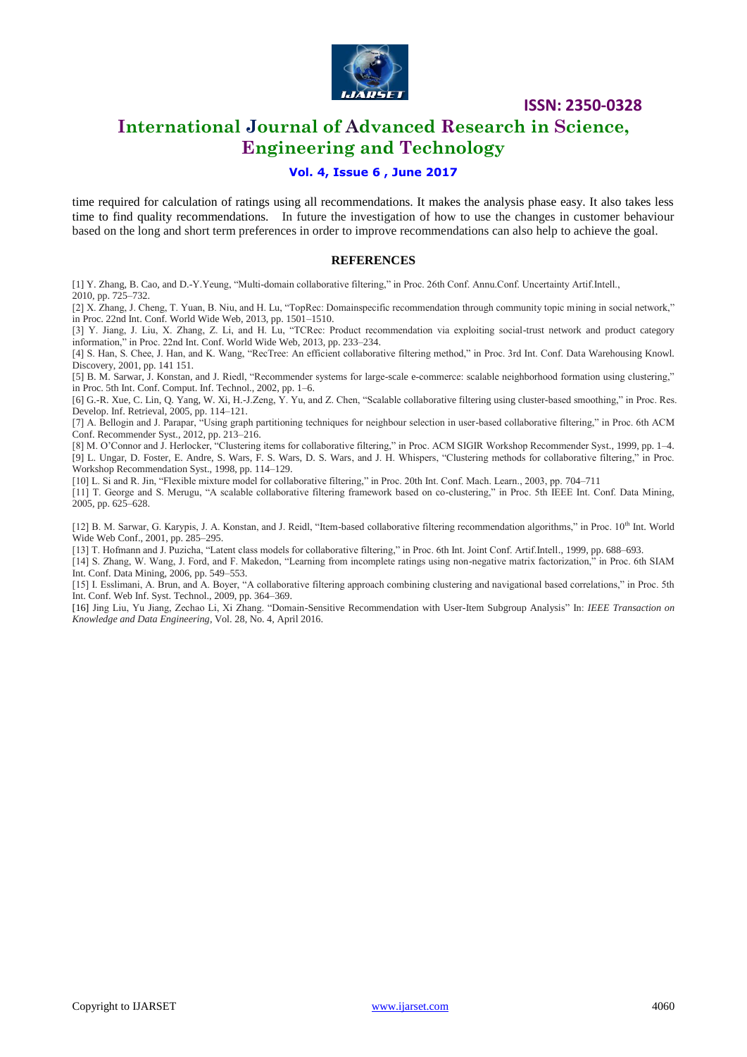time required for calculation of ratings using all recommendations. It makes the analysis phase easy. It also takes less time to find quality recommendations. In future the investigation of how to use the changes in customer behaviour based on the long and short term preferences in order to improve recommendations can also help to achieve the goal.

## REFERENCES

[1] Y. Zhang, B. Cao, and D.-Y.Yeung, "Multi-domain collaborative filtering," in Proc. 26th Conf. Annu.Conf. Uncertainty Artif.Intell., 2010, pp. 725–732.

[2] X. Zhang, J. Cheng, T. Yuan, B. Niu, and H. Lu, "TopRec: Domainspecific recommendation through community topic mining in social network," in Proc. 22nd Int. Conf. World Wide Web, 2013, pp. 1501–1510.

[3] Y. Jiang, J. Liu, X. Zhang, Z. Li, and H. Lu, "TCRec: Product recommendation via exploiting social-trust network and product category information," in Proc. 22nd Int. Conf. World Wide Web, 2013, pp. 233–234.

[4] S. Han, S. Chee, J. Han, and K. Wang, "RecTree: An efficient collaborative filtering method," in Proc. 3rd Int. Conf. Data Warehousing Knowl. Discovery, 2001, pp. 141 151.

[5] B. M. Sarwar, J. Konstan, and J. Riedl, "Recommender systems for large-scale e-commerce: scalable neighborhood formation using clustering," in Proc. 5th Int. Conf. Comput. Inf. Technol., 2002, pp. 1–6.

[6] G.-R. Xue, C. Lin, Q. Yang, W. Xi, H.-J.Zeng, Y. Yu, and Z. Chen, "Scalable collaborative filtering using cluster-based smoothing," in Proc. Res. Develop. Inf. Retrieval, 2005, pp. 114–121.

[7] A. Bellogin and J. Parapar, "Using graph partitioning techniques for neighbour selection in user-based collaborative filtering," in Proc. 6th ACM Conf. Recommender Syst., 2012, pp. 213–216.

[8] M. O'Connor and J. Herlocker, "Clustering items for collaborative filtering," in Proc. ACM SIGIR Workshop Recommender Syst., 1999, pp. 1–4.

[9] L. Ungar, D. Foster, E. Andre, S. Wars, F. S. Wars, D. S. Wars, and J. H. Whispers, "Clustering methods for collaborative filtering," in Proc. Workshop Recommendation Syst., 1998, pp. 114–129.

[10] L. Si and R. Jin, "Flexible mixture model for collaborative filtering," in Proc. 20th Int. Conf. Mach. Learn., 2003, pp. 704–711

[11] T. George and S. Merugu, "A scalable collaborative filtering framework based on co-clustering," in Proc. 5th IEEE Int. Conf. Data Mining, 2005, pp. 625–628.

[12] B. M. Sarwar, G. Karypis, J. A. Konstan, and J. Reidl, "Item-based collaborative filtering recommendation algorithms," in Proc. 10th Int. World Wide Web Conf., 2001, pp. 285–295.

[13] T. Hofmann and J. Puzicha, "Latent class models for collaborative filtering," in Proc. 6th Int. Joint Conf. Artif.Intell., 1999, pp. 688–693.

[14] S. Zhang, W. Wang, J. Ford, and F. Makedon, "Learning from incomplete ratings using non-negative matrix factorization," in Proc. 6th SIAM Int. Conf. Data Mining, 2006, pp. 549–553.

[15] I. Esslimani, A. Brun, and A. Boyer, "A collaborative filtering approach combining clustering and navigational based correlations," in Proc. 5th Int. Conf. Web Inf. Syst. Technol., 2009, pp. 364–369.

[16] Jing Liu, Yu Jiang, Zechao Li, Xi Zhang. "Domain-Sensitive Recommendation with User-Item Subgroup Analysis" In: *IEEE Transaction on Knowledge and Data Engineering*, Vol. 28, No. 4, April 2016.